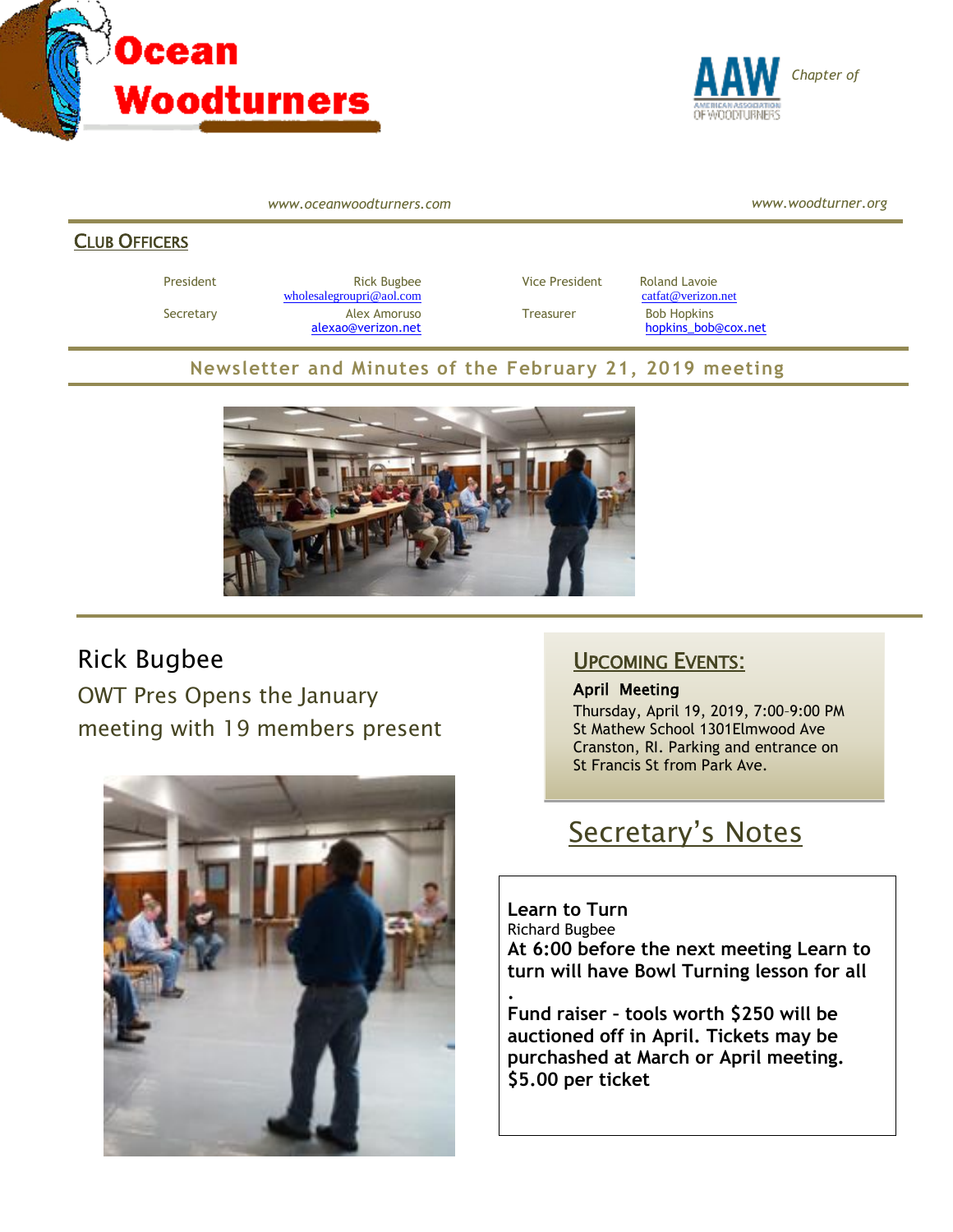# Ocean Woodturners

AAW *Chapter of*

*www.oceanwoodturners.com* *www.woodturner.org*

## CLUB OFFICERS

| | | | |
|---|---|---|---|
| President | Rick Bugbee wholesalegroupri@aol.com | Vice President | Roland Lavoie catfat@verizon.net |
| Secretary | Alex Amoruso alexao@verizon.net | Treasurer | Bob Hopkins hopkins_bob@cox.net |

**Newsletter and Minutes of the February 21, 2019 meeting**

## Rick Bugbee

OWT Pres Opens the January meeting with 19 members present

## UPCOMING EVENTS:

**April Meeting**

Thursday, April 19, 2019, 7:00–9:00 PM
St Mathew School 1301Elmwood Ave
Cranston, RI. Parking and entrance on St Francis St from Park Ave.

## Secretary's Notes

**Learn to Turn**

Richard Bugbee

**At 6:00 before the next meeting Learn to turn will have Bowl Turning lesson for all**

**.**

**Fund raiser – tools worth $250 will be auctioned off in April. Tickets may be purchased at March or April meeting. $5.00 per ticket**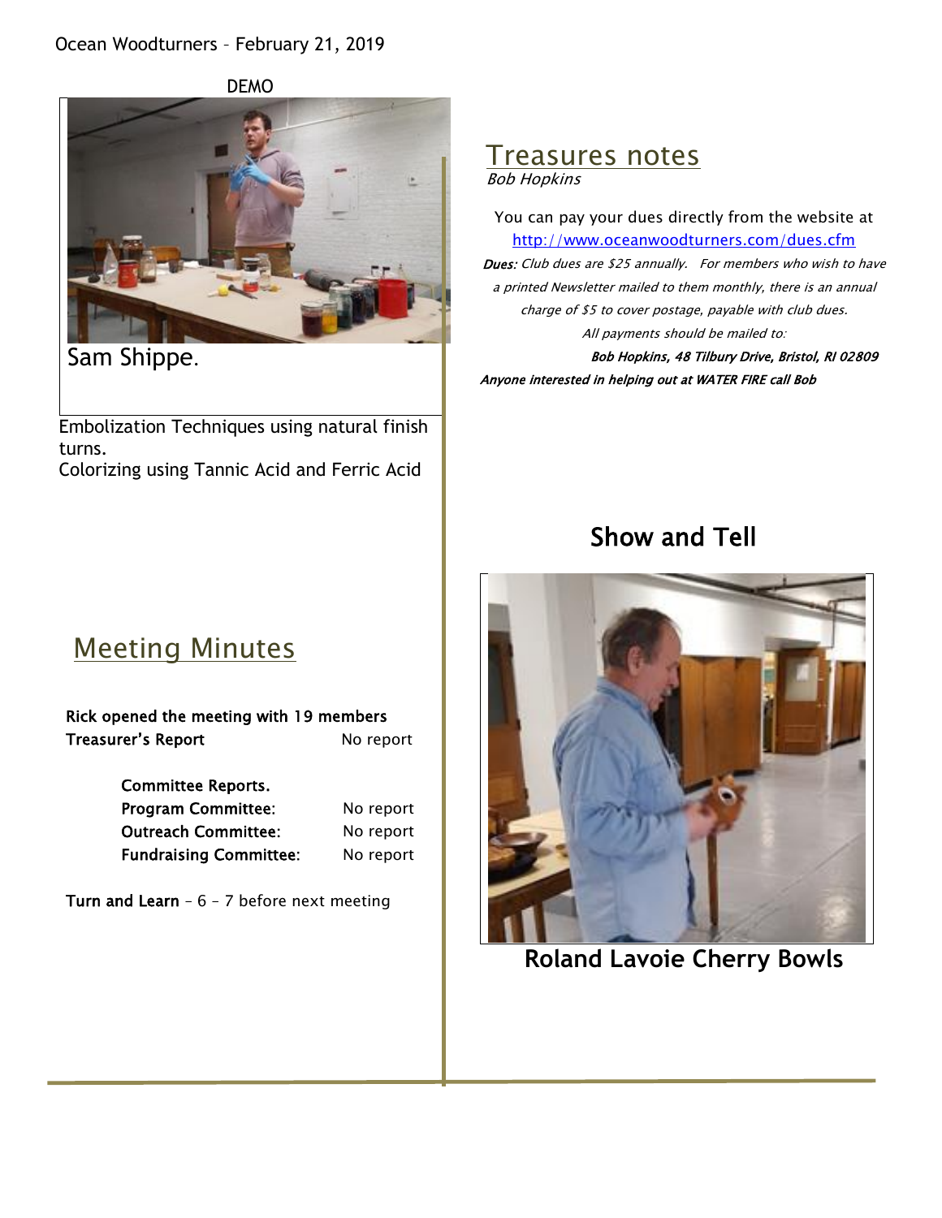Ocean Woodturners – February 21, 2019

DEMO

Sam Shippe.

Embolization Techniques using natural finish turns.
Colorizing using Tannic Acid and Ferric Acid

## Meeting Minutes

**Rick opened the meeting with 19 members**

| | |
|---|---|
| **Treasurer's Report** | No report |
| **Committee Reports.** | |
| **Program Committee:** | No report |
| **Outreach Committee:** | No report |
| **Fundraising Committee:** | No report |

**Turn and Learn** – 6 – 7 before next meeting

## Treasures notes

*Bob Hopkins*

You can pay your dues directly from the website at
http://www.oceanwoodturners.com/dues.cfm

***Dues:*** *Club dues are $25 annually. For members who wish to have a printed Newsletter mailed to them monthly, there is an annual charge of $5 to cover postage, payable with club dues.*

*All payments should be mailed to:*

***Bob Hopkins, 48 Tilbury Drive, Bristol, RI 02809***

***Anyone interested in helping out at WATER FIRE call Bob***

## Show and Tell

**Roland Lavoie Cherry Bowls**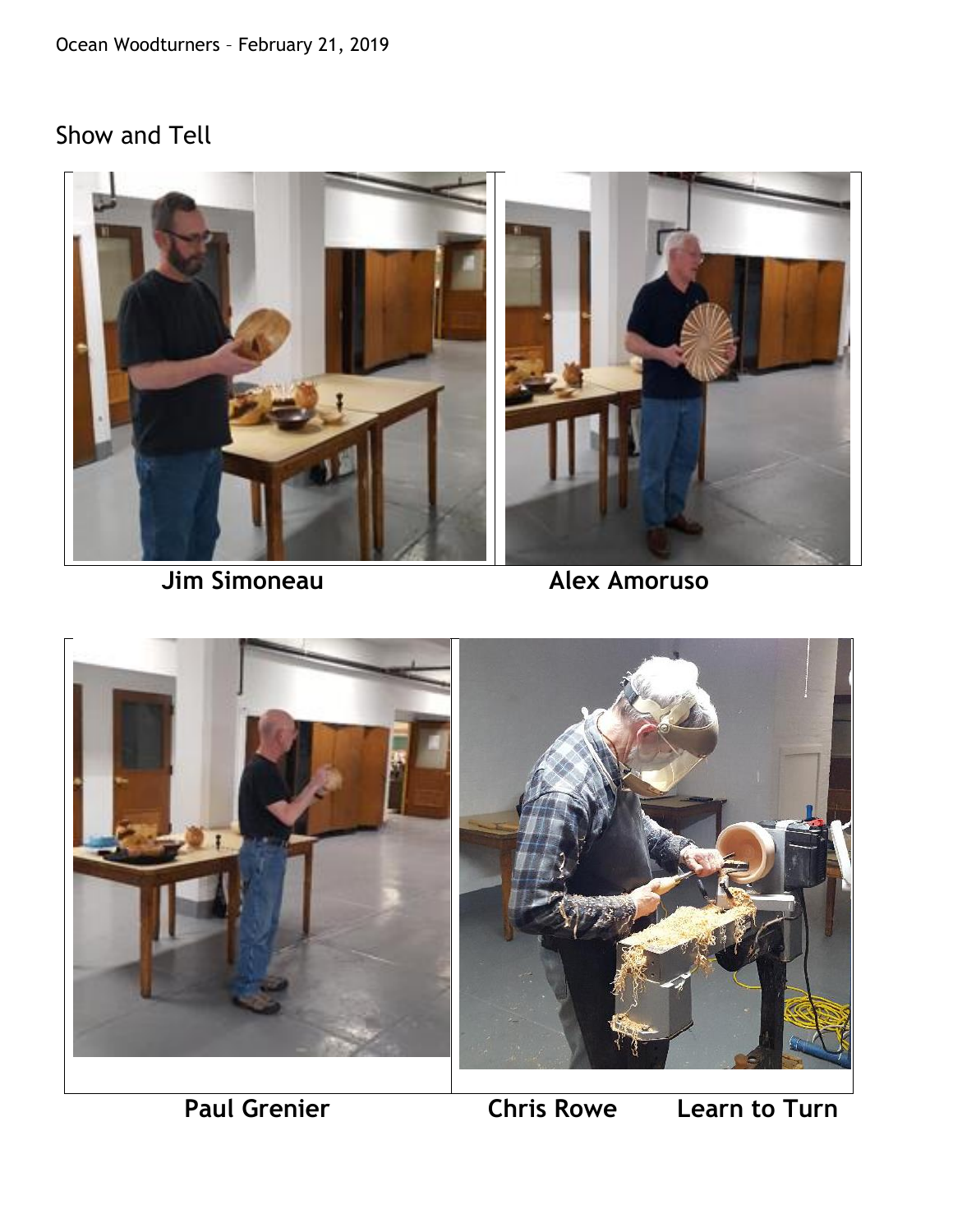## Show and Tell

**Jim Simoneau** **Alex Amoruso**

**Paul Grenier** **Chris Rowe** **Learn to Turn**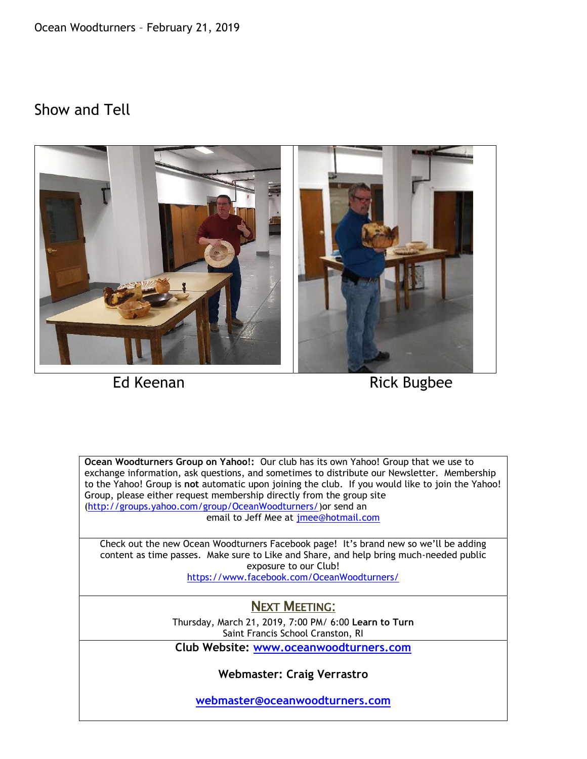## Show and Tell

Ed Keenan

Rick Bugbee

**Ocean Woodturners Group on Yahoo!:** Our club has its own Yahoo! Group that we use to exchange information, ask questions, and sometimes to distribute our Newsletter. Membership to the Yahoo! Group is **not** automatic upon joining the club. If you would like to join the Yahoo! Group, please either request membership directly from the group site (http://groups.yahoo.com/group/OceanWoodturners/)or send an email to Jeff Mee at jmee@hotmail.com

Check out the new Ocean Woodturners Facebook page! It's brand new so we'll be adding content as time passes. Make sure to Like and Share, and help bring much-needed public exposure to our Club!
https://www.facebook.com/OceanWoodturners/

### NEXT MEETING:

Thursday, March 21, 2019, 7:00 PM/ 6:00 **Learn to Turn**
Saint Francis School Cranston, RI

**Club Website: www.oceanwoodturners.com**

**Webmaster: Craig Verrastro**

**webmaster@oceanwoodturners.com**